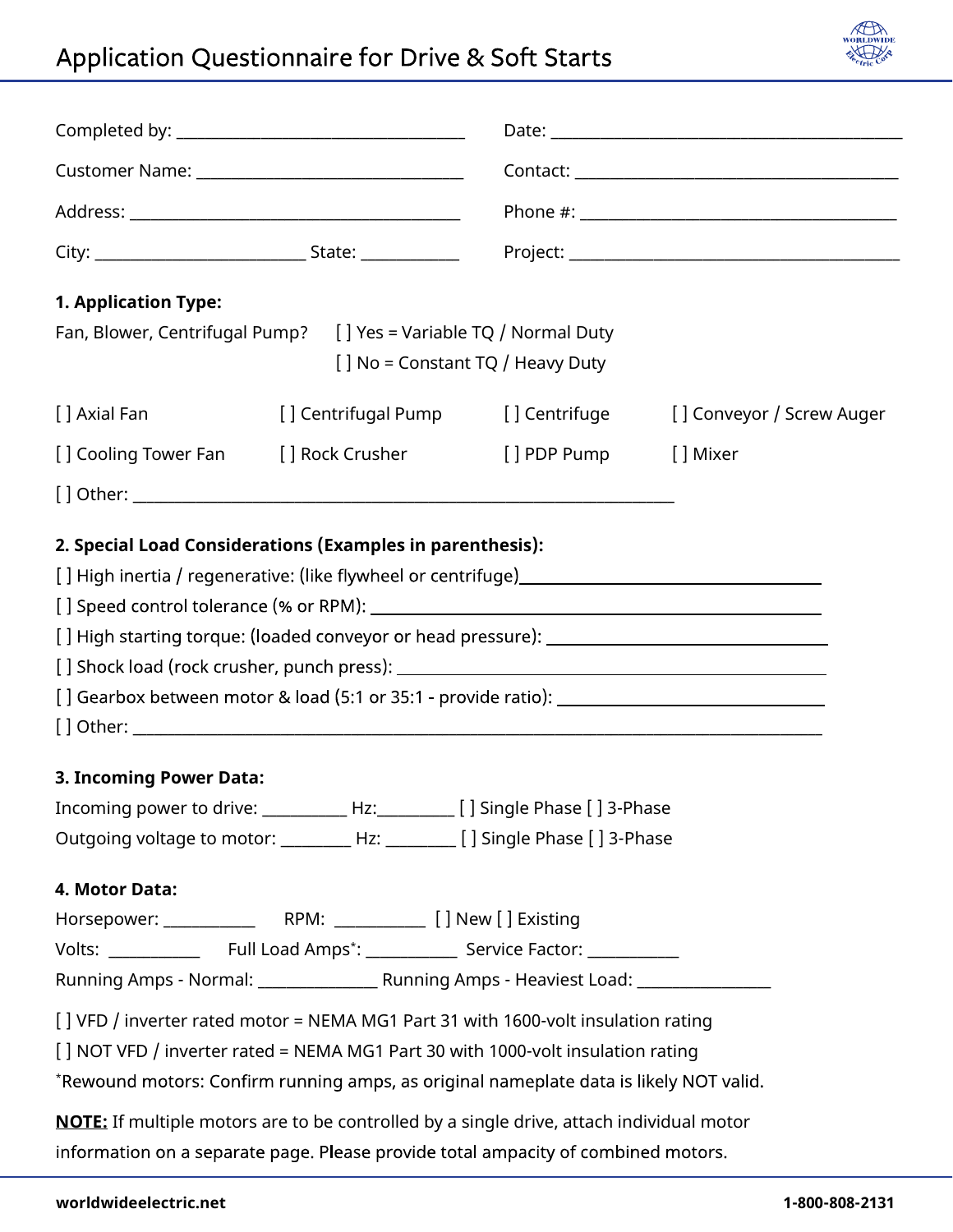# Application Questionnaire for Drive & Soft Starts

Completed by: ______________________ Date: ______________________

Customer Name: ______________________ Contact: ______________________

Address: ______________________ Phone #: ______________________

City: ______________ State: ________ Project: ______________________

## 1. Application Type:

Fan, Blower, Centrifugal Pump? [ ] Yes = Variable TQ / Normal Duty
[ ] No = Constant TQ / Heavy Duty

[ ] Axial Fan [ ] Centrifugal Pump [ ] Centrifuge [ ] Conveyor / Screw Auger

[ ] Cooling Tower Fan [ ] Rock Crusher [ ] PDP Pump [ ] Mixer

[ ] Other: ______________________________________

## 2. Special Load Considerations (Examples in parenthesis):

[ ] High inertia / regenerative: (like flywheel or centrifuge)______________________

[ ] Speed control tolerance (% or RPM): ______________________

[ ] High starting torque: (loaded conveyor or head pressure): ______________________

[ ] Shock load (rock crusher, punch press): ______________________

[ ] Gearbox between motor & load (5:1 or 35:1 - provide ratio): ______________________

[ ] Other: ______________________________________

## 3. Incoming Power Data:

Incoming power to drive: __________ Hz:_________ [ ] Single Phase [ ] 3-Phase

Outgoing voltage to motor: ________ Hz: ________ [ ] Single Phase [ ] 3-Phase

## 4. Motor Data:

Horsepower: ___________ RPM: ___________ [ ] New [ ] Existing

Volts: ___________ Full Load Amps*: ___________ Service Factor: ___________

Running Amps - Normal: ______________ Running Amps - Heaviest Load: ________________

[ ] VFD / inverter rated motor = NEMA MG1 Part 31 with 1600-volt insulation rating

[ ] NOT VFD / inverter rated = NEMA MG1 Part 30 with 1000-volt insulation rating

*Rewound motors: Confirm running amps, as original nameplate data is likely NOT valid.

**NOTE:** If multiple motors are to be controlled by a single drive, attach individual motor information on a separate page. Please provide total ampacity of combined motors.

**worldwideelectric.net** **1-800-808-2131**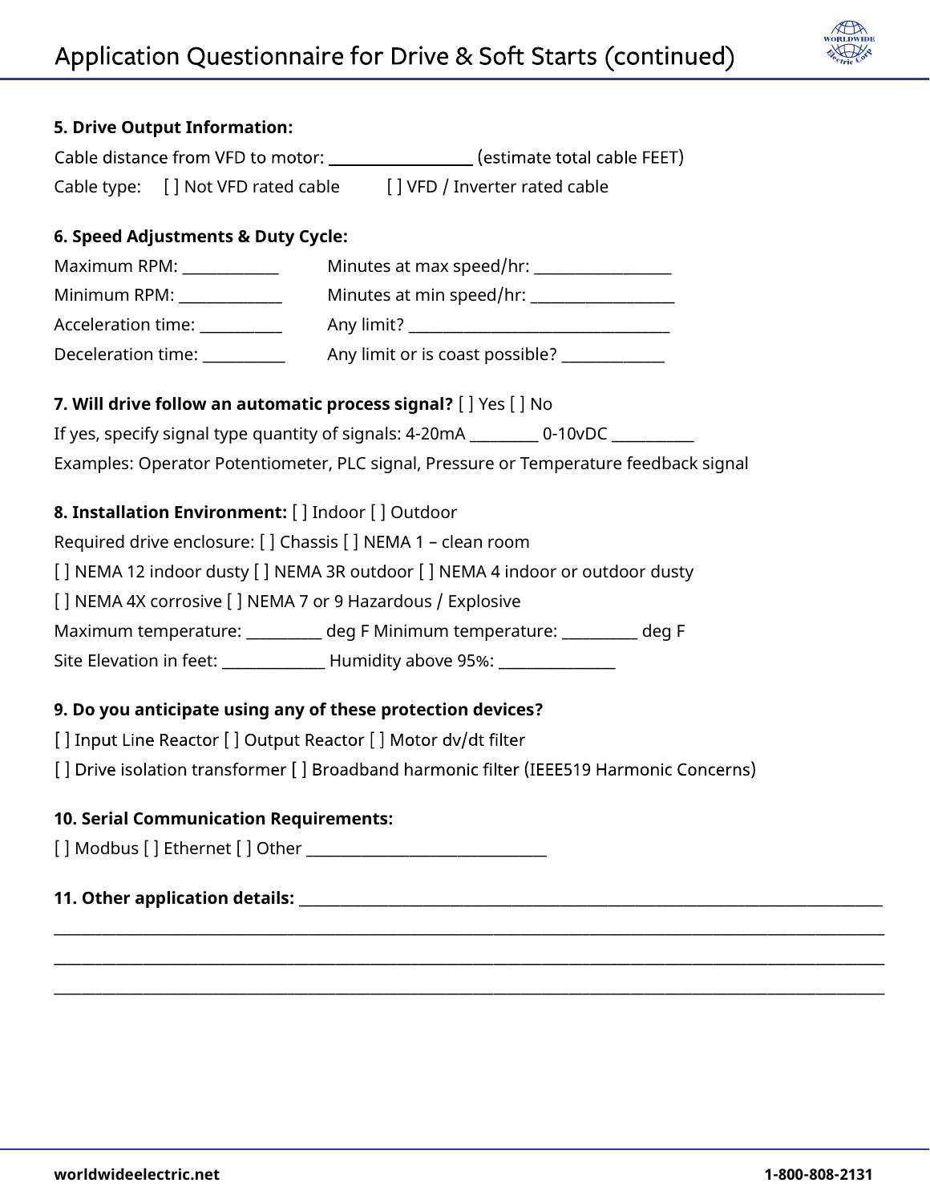# Application Questionnaire for Drive & Soft Starts (continued)

**5. Drive Output Information:**

Cable distance from VFD to motor: ___________________ (estimate total cable FEET)

Cable type: [ ] Not VFD rated cable [ ] VFD / Inverter rated cable

**6. Speed Adjustments & Duty Cycle:**

Maximum RPM: _____________ Minutes at max speed/hr: __________________

Minimum RPM: ______________ Minutes at min speed/hr: ___________________

Acceleration time: ___________ Any limit? ___________________________________

Deceleration time: ___________ Any limit or is coast possible? ______________

**7. Will drive follow an automatic process signal?** [ ] Yes [ ] No

If yes, specify signal type quantity of signals: 4-20mA _________ 0-10vDC ___________

Examples: Operator Potentiometer, PLC signal, Pressure or Temperature feedback signal

**8. Installation Environment:** [ ] Indoor [ ] Outdoor

Required drive enclosure: [ ] Chassis [ ] NEMA 1 – clean room

[ ] NEMA 12 indoor dusty [ ] NEMA 3R outdoor [ ] NEMA 4 indoor or outdoor dusty

[ ] NEMA 4X corrosive [ ] NEMA 7 or 9 Hazardous / Explosive

Maximum temperature: __________ deg F Minimum temperature: __________ deg F

Site Elevation in feet: ______________ Humidity above 95%: ________________

**9. Do you anticipate using any of these protection devices?**

[ ] Input Line Reactor [ ] Output Reactor [ ] Motor dv/dt filter

[ ] Drive isolation transformer [ ] Broadband harmonic filter (IEEE519 Harmonic Concerns)

**10. Serial Communication Requirements:**

[ ] Modbus [ ] Ethernet [ ] Other ________________________________

**11. Other application details:** ______________________________________________________________________________

________________________________________________________________________________________________________________

________________________________________________________________________________________________________________

________________________________________________________________________________________________________________